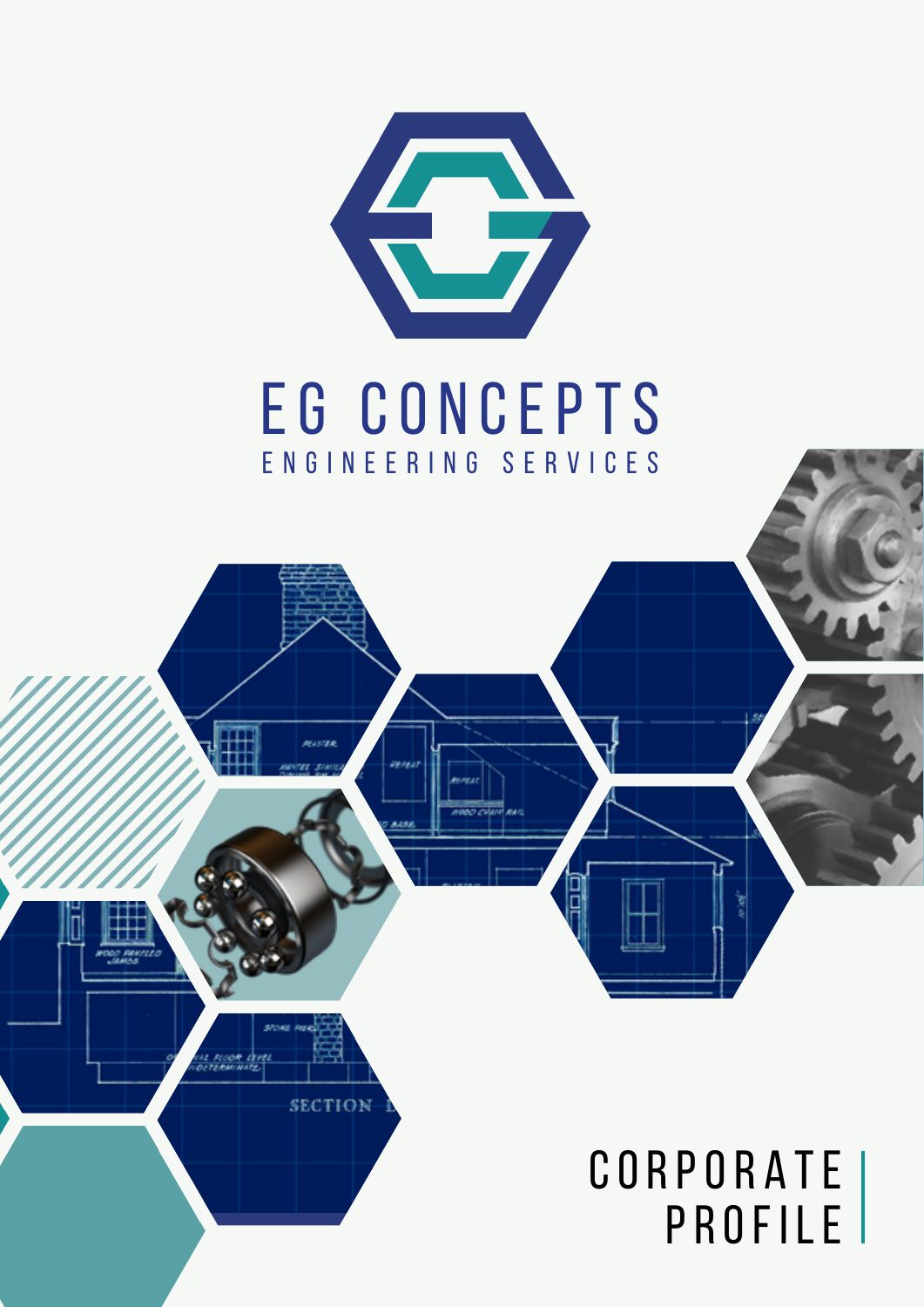# EG CONCEPTS

ENGINEERING SERVICES

CORPORATE PROFILE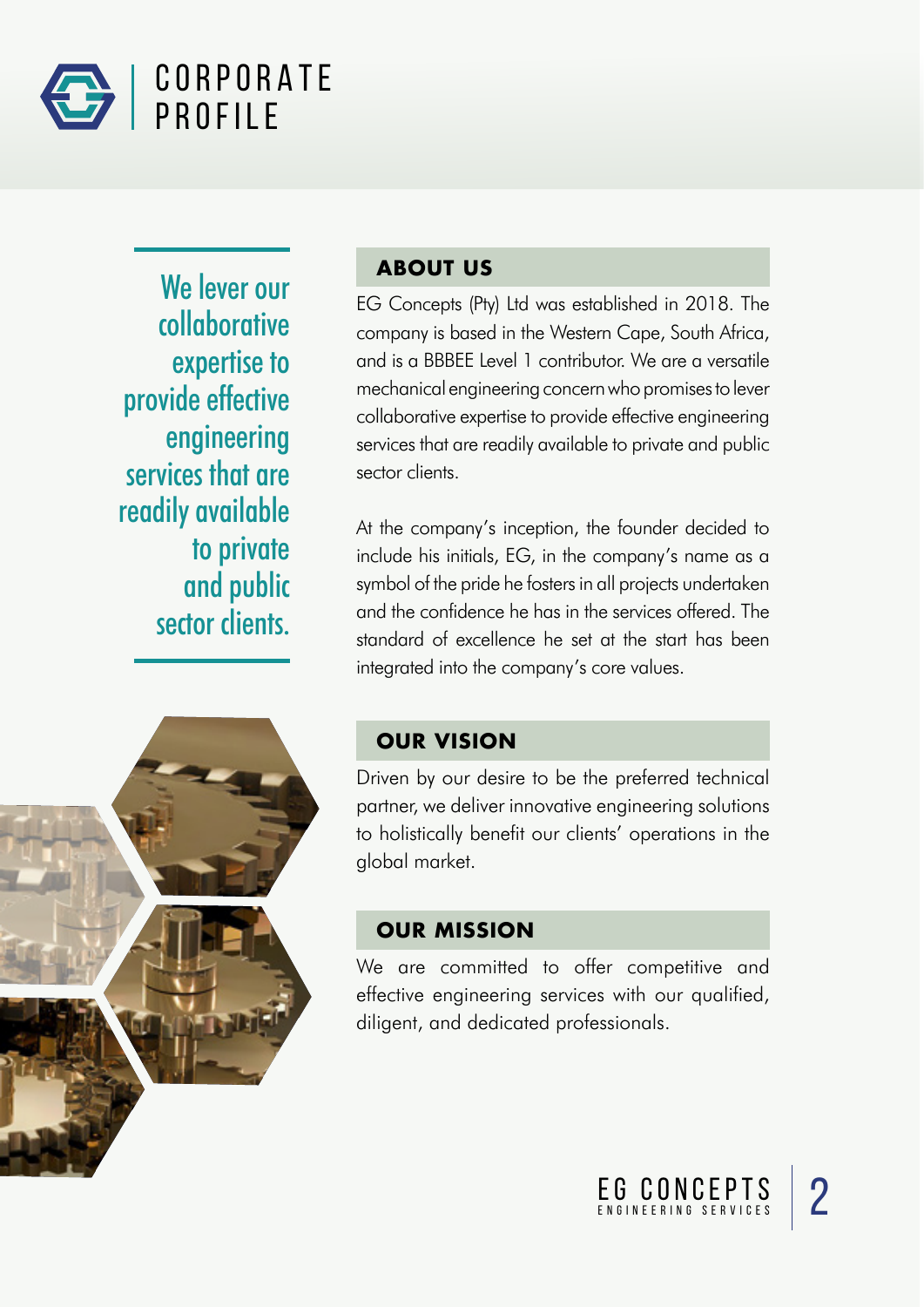# CORPORATE PROFILE

> We lever our collaborative expertise to provide effective engineering services that are readily available to private and public sector clients.

## ABOUT US

EG Concepts (Pty) Ltd was established in 2018. The company is based in the Western Cape, South Africa, and is a BBBEE Level 1 contributor. We are a versatile mechanical engineering concern who promises to lever collaborative expertise to provide effective engineering services that are readily available to private and public sector clients.

At the company's inception, the founder decided to include his initials, EG, in the company's name as a symbol of the pride he fosters in all projects undertaken and the confidence he has in the services offered. The standard of excellence he set at the start has been integrated into the company's core values.

## OUR VISION

Driven by our desire to be the preferred technical partner, we deliver innovative engineering solutions to holistically benefit our clients' operations in the global market.

## OUR MISSION

We are committed to offer competitive and effective engineering services with our qualified, diligent, and dedicated professionals.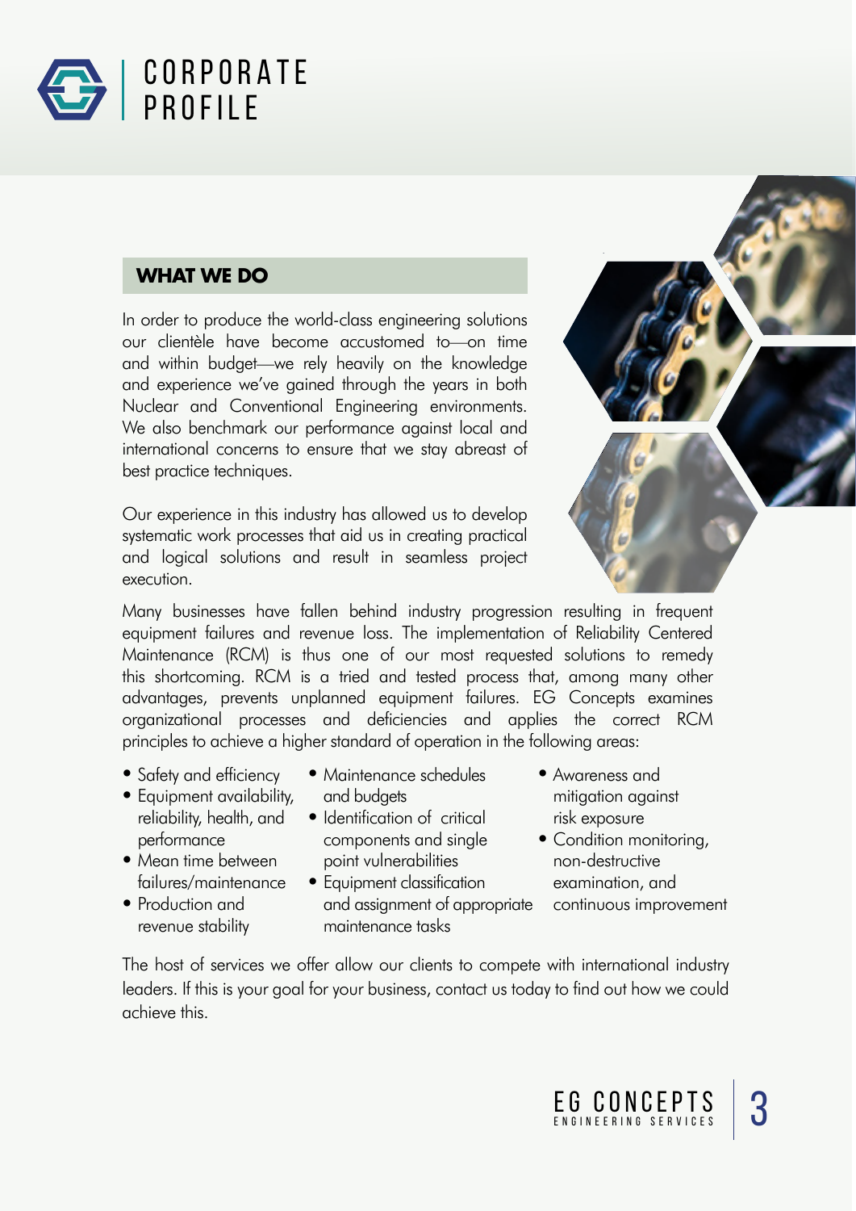# CORPORATE PROFILE

## WHAT WE DO

In order to produce the world-class engineering solutions our clientèle have become accustomed to—on time and within budget—we rely heavily on the knowledge and experience we've gained through the years in both Nuclear and Conventional Engineering environments. We also benchmark our performance against local and international concerns to ensure that we stay abreast of best practice techniques.

Our experience in this industry has allowed us to develop systematic work processes that aid us in creating practical and logical solutions and result in seamless project execution.

Many businesses have fallen behind industry progression resulting in frequent equipment failures and revenue loss. The implementation of Reliability Centered Maintenance (RCM) is thus one of our most requested solutions to remedy this shortcoming. RCM is a tried and tested process that, among many other advantages, prevents unplanned equipment failures. EG Concepts examines organizational processes and deficiencies and applies the correct RCM principles to achieve a higher standard of operation in the following areas:

- Safety and efficiency
- Equipment availability, reliability, health, and performance
- Mean time between failures/maintenance
- Production and revenue stability
- Maintenance schedules and budgets
- Identification of critical components and single point vulnerabilities
- Equipment classification and assignment of appropriate maintenance tasks
- Awareness and mitigation against risk exposure
- Condition monitoring, non-destructive examination, and continuous improvement

The host of services we offer allow our clients to compete with international industry leaders. If this is your goal for your business, contact us today to find out how we could achieve this.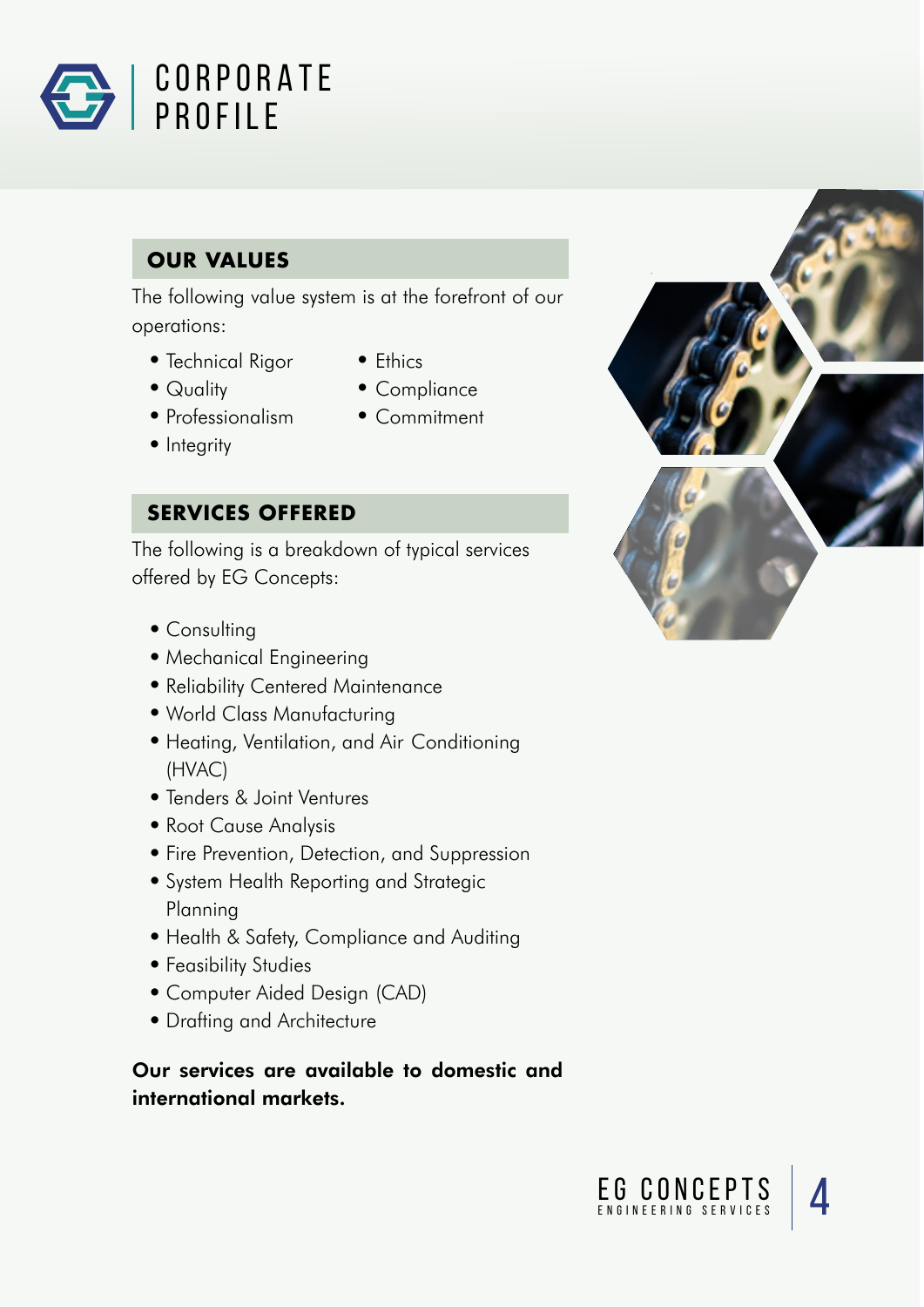# CORPORATE PROFILE

## OUR VALUES

The following value system is at the forefront of our operations:

- Technical Rigor
- Quality
- Professionalism
- Integrity
- Ethics
- Compliance
- Commitment

## SERVICES OFFERED

The following is a breakdown of typical services offered by EG Concepts:

- Consulting
- Mechanical Engineering
- Reliability Centered Maintenance
- World Class Manufacturing
- Heating, Ventilation, and Air Conditioning (HVAC)
- Tenders & Joint Ventures
- Root Cause Analysis
- Fire Prevention, Detection, and Suppression
- System Health Reporting and Strategic Planning
- Health & Safety, Compliance and Auditing
- Feasibility Studies
- Computer Aided Design (CAD)
- Drafting and Architecture

**Our services are available to domestic and international markets.**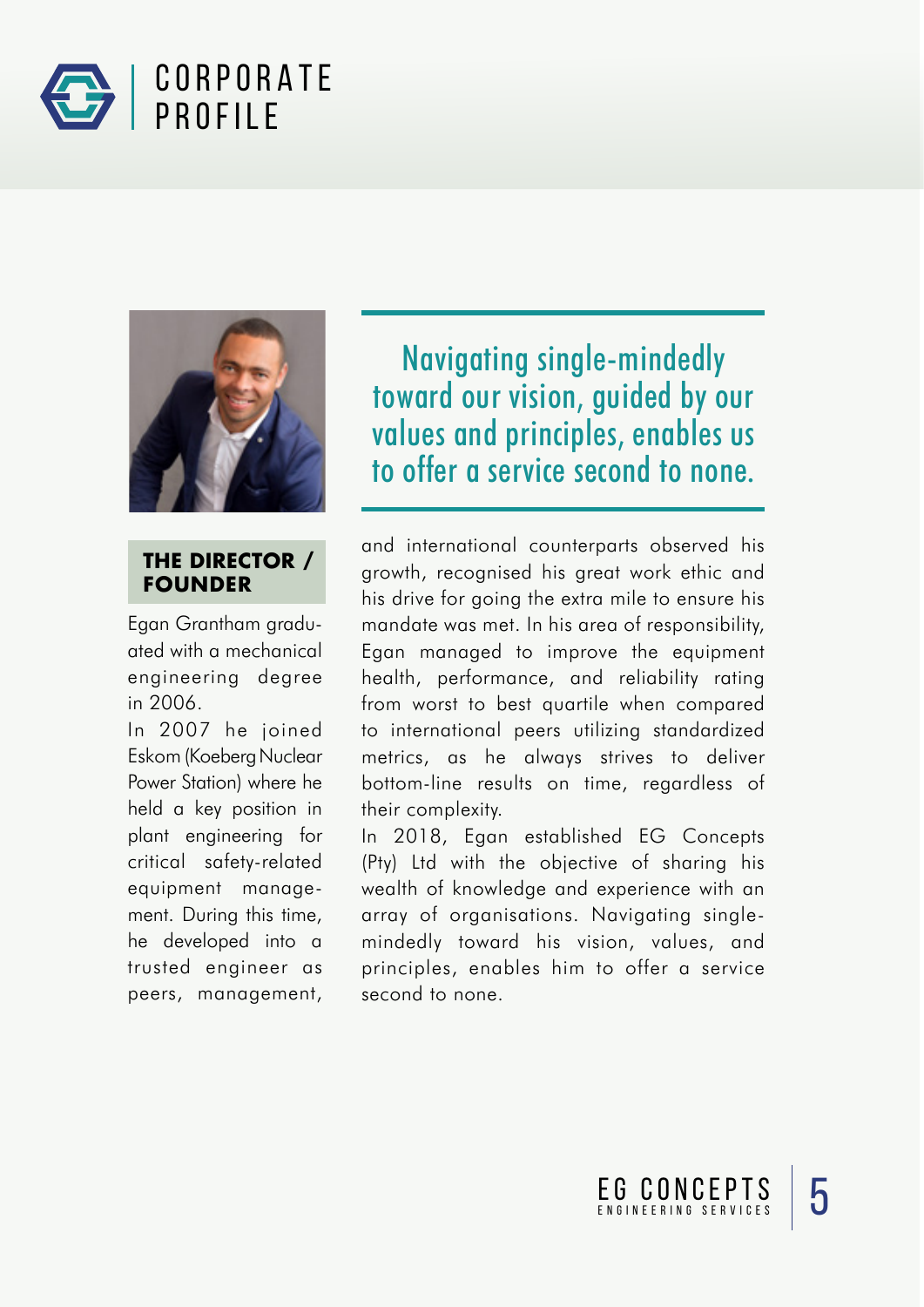# CORPORATE PROFILE

> Navigating single-mindedly toward our vision, guided by our values and principles, enables us to offer a service second to none.

## THE DIRECTOR / FOUNDER

Egan Grantham graduated with a mechanical engineering degree in 2006.

In 2007 he joined Eskom (Koeberg Nuclear Power Station) where he held a key position in plant engineering for critical safety-related equipment management. During this time, he developed into a trusted engineer as peers, management, and international counterparts observed his growth, recognised his great work ethic and his drive for going the extra mile to ensure his mandate was met. In his area of responsibility, Egan managed to improve the equipment health, performance, and reliability rating from worst to best quartile when compared to international peers utilizing standardized metrics, as he always strives to deliver bottom-line results on time, regardless of their complexity.

In 2018, Egan established EG Concepts (Pty) Ltd with the objective of sharing his wealth of knowledge and experience with an array of organisations. Navigating single-mindedly toward his vision, values, and principles, enables him to offer a service second to none.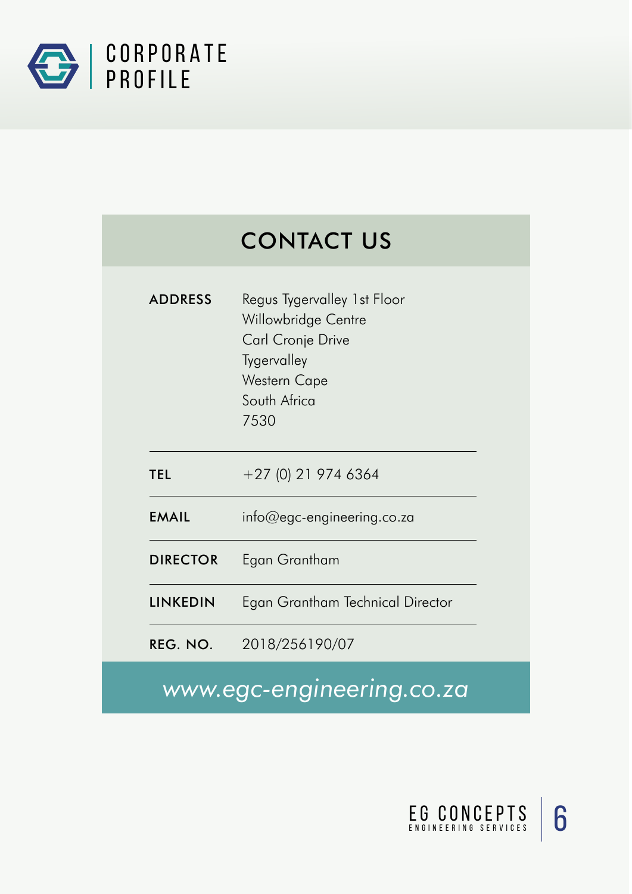## CONTACT US

| | |
|---|---|
| ADDRESS | Regus Tygervalley 1st Floor<br>Willowbridge Centre<br>Carl Cronje Drive<br>Tygervalley<br>Western Cape<br>South Africa<br>7530 |
| TEL | +27 (0) 21 974 6364 |
| EMAIL | info@egc-engineering.co.za |
| DIRECTOR | Egan Grantham |
| LINKEDIN | Egan Grantham Technical Director |
| REG. NO. | 2018/256190/07 |

*www.egc-engineering.co.za*